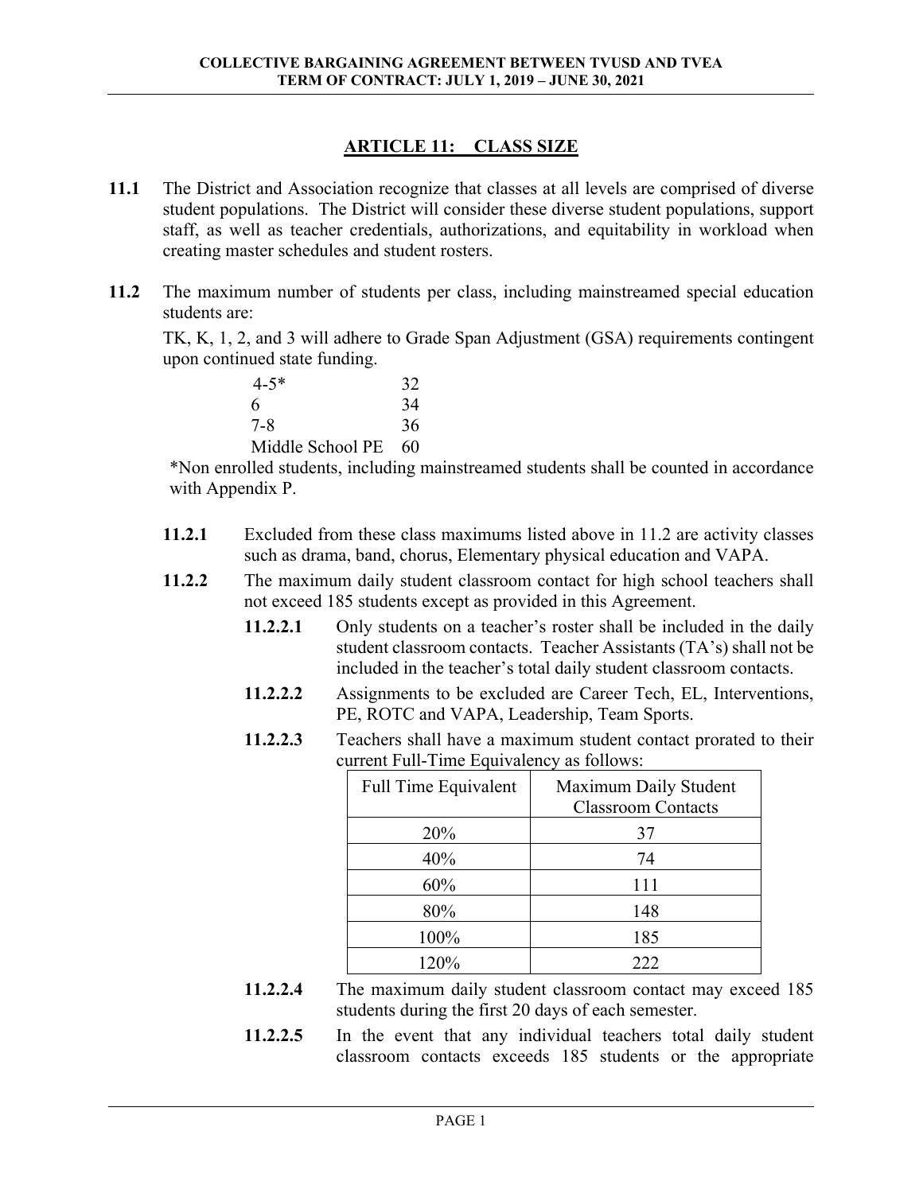## ARTICLE 11: CLASS SIZE

**11.1** The District and Association recognize that classes at all levels are comprised of diverse student populations. The District will consider these diverse student populations, support staff, as well as teacher credentials, authorizations, and equitability in workload when creating master schedules and student rosters.

**11.2** The maximum number of students per class, including mainstreamed special education students are:

TK, K, 1, 2, and 3 will adhere to Grade Span Adjustment (GSA) requirements contingent upon continued state funding.

| | |
|---|---|
| 4-5* | 32 |
| 6 | 34 |
| 7-8 | 36 |
| Middle School PE | 60 |

*Non enrolled students, including mainstreamed students shall be counted in accordance with Appendix P.

**11.2.1** Excluded from these class maximums listed above in 11.2 are activity classes such as drama, band, chorus, Elementary physical education and VAPA.

**11.2.2** The maximum daily student classroom contact for high school teachers shall not exceed 185 students except as provided in this Agreement.

**11.2.2.1** Only students on a teacher's roster shall be included in the daily student classroom contacts. Teacher Assistants (TA's) shall not be included in the teacher's total daily student classroom contacts.

**11.2.2.2** Assignments to be excluded are Career Tech, EL, Interventions, PE, ROTC and VAPA, Leadership, Team Sports.

**11.2.2.3** Teachers shall have a maximum student contact prorated to their current Full-Time Equivalency as follows:

| Full Time Equivalent | Maximum Daily Student Classroom Contacts |
|---|---|
| 20% | 37 |
| 40% | 74 |
| 60% | 111 |
| 80% | 148 |
| 100% | 185 |
| 120% | 222 |

**11.2.2.4** The maximum daily student classroom contact may exceed 185 students during the first 20 days of each semester.

**11.2.2.5** In the event that any individual teachers total daily student classroom contacts exceeds 185 students or the appropriate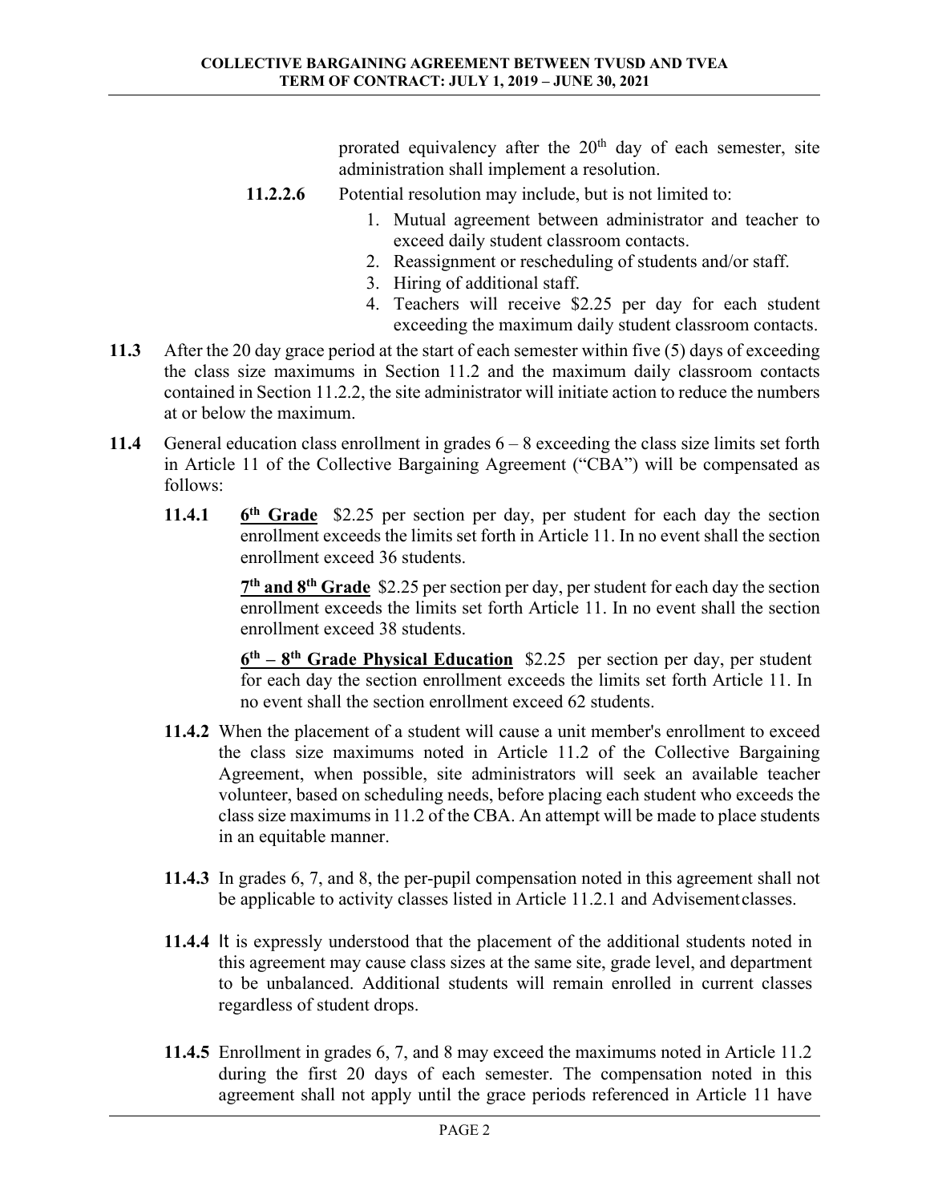prorated equivalency after the 20th day of each semester, site administration shall implement a resolution.

**11.2.2.6** Potential resolution may include, but is not limited to:

1. Mutual agreement between administrator and teacher to exceed daily student classroom contacts.
2. Reassignment or rescheduling of students and/or staff.
3. Hiring of additional staff.
4. Teachers will receive $2.25 per day for each student exceeding the maximum daily student classroom contacts.

**11.3** After the 20 day grace period at the start of each semester within five (5) days of exceeding the class size maximums in Section 11.2 and the maximum daily classroom contacts contained in Section 11.2.2, the site administrator will initiate action to reduce the numbers at or below the maximum.

**11.4** General education class enrollment in grades 6 – 8 exceeding the class size limits set forth in Article 11 of the Collective Bargaining Agreement ("CBA") will be compensated as follows:

**11.4.1** **<u>6th Grade</u>** $2.25 per section per day, per student for each day the section enrollment exceeds the limits set forth in Article 11. In no event shall the section enrollment exceed 36 students.

**<u>7th and 8th Grade</u>** $2.25 per section per day, per student for each day the section enrollment exceeds the limits set forth Article 11. In no event shall the section enrollment exceed 38 students.

**<u>6th – 8th Grade Physical Education</u>** $2.25 per section per day, per student for each day the section enrollment exceeds the limits set forth Article 11. In no event shall the section enrollment exceed 62 students.

**11.4.2** When the placement of a student will cause a unit member's enrollment to exceed the class size maximums noted in Article 11.2 of the Collective Bargaining Agreement, when possible, site administrators will seek an available teacher volunteer, based on scheduling needs, before placing each student who exceeds the class size maximums in 11.2 of the CBA. An attempt will be made to place students in an equitable manner.

**11.4.3** In grades 6, 7, and 8, the per-pupil compensation noted in this agreement shall not be applicable to activity classes listed in Article 11.2.1 and Advisement classes.

**11.4.4** It is expressly understood that the placement of the additional students noted in this agreement may cause class sizes at the same site, grade level, and department to be unbalanced. Additional students will remain enrolled in current classes regardless of student drops.

**11.4.5** Enrollment in grades 6, 7, and 8 may exceed the maximums noted in Article 11.2 during the first 20 days of each semester. The compensation noted in this agreement shall not apply until the grace periods referenced in Article 11 have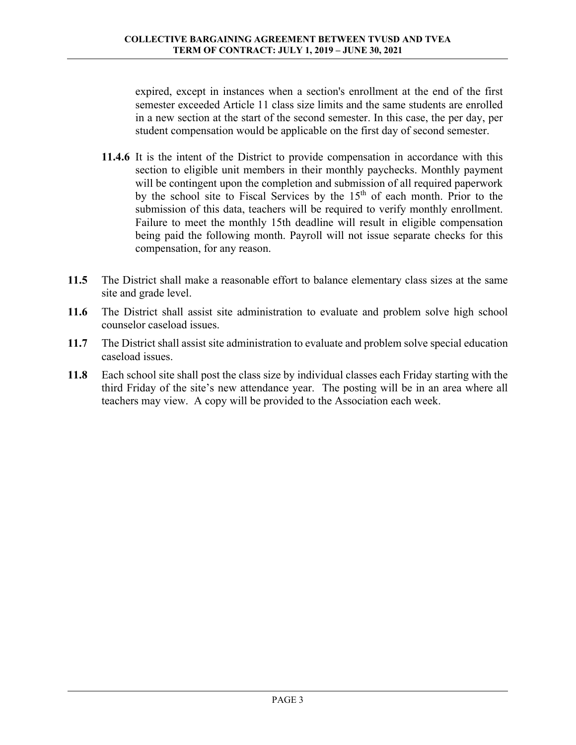expired, except in instances when a section's enrollment at the end of the first semester exceeded Article 11 class size limits and the same students are enrolled in a new section at the start of the second semester. In this case, the per day, per student compensation would be applicable on the first day of second semester.

**11.4.6** It is the intent of the District to provide compensation in accordance with this section to eligible unit members in their monthly paychecks. Monthly payment will be contingent upon the completion and submission of all required paperwork by the school site to Fiscal Services by the 15th of each month. Prior to the submission of this data, teachers will be required to verify monthly enrollment. Failure to meet the monthly 15th deadline will result in eligible compensation being paid the following month. Payroll will not issue separate checks for this compensation, for any reason.

**11.5** The District shall make a reasonable effort to balance elementary class sizes at the same site and grade level.

**11.6** The District shall assist site administration to evaluate and problem solve high school counselor caseload issues.

**11.7** The District shall assist site administration to evaluate and problem solve special education caseload issues.

**11.8** Each school site shall post the class size by individual classes each Friday starting with the third Friday of the site's new attendance year. The posting will be in an area where all teachers may view. A copy will be provided to the Association each week.